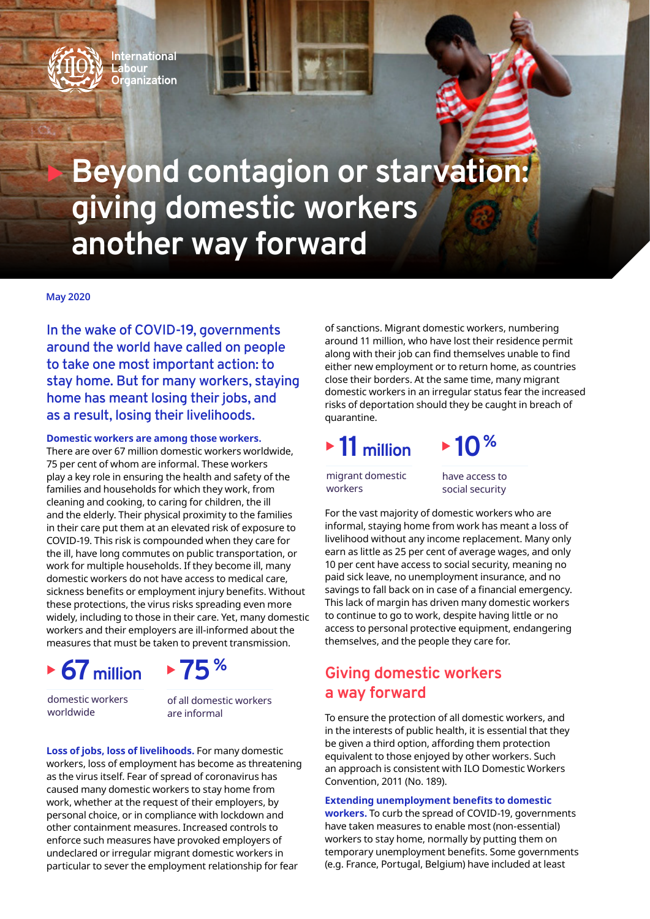International Labour Organization

# Beyond contagion or starvation: giving domestic workers another way forward

May 2020

In the wake of COVID-19, governments around the world have called on people to take one most important action: to stay home. But for many workers, staying home has meant losing their jobs, and as a result, losing their livelihoods.

**Domestic workers are among those workers.** There are over 67 million domestic workers worldwide, 75 per cent of whom are informal. These workers play a key role in ensuring the health and safety of the families and households for which they work, from cleaning and cooking, to caring for children, the ill and the elderly. Their physical proximity to the families in their care put them at an elevated risk of exposure to COVID-19. This risk is compounded when they care for the ill, have long commutes on public transportation, or work for multiple households. If they become ill, many domestic workers do not have access to medical care, sickness benefits or employment injury benefits. Without these protections, the virus risks spreading even more widely, including to those in their care. Yet, many domestic workers and their employers are ill-informed about the measures that must be taken to prevent transmission.

**67 million** domestic workers worldwide

**75 %** of all domestic workers are informal

**Loss of jobs, loss of livelihoods.** For many domestic workers, loss of employment has become as threatening as the virus itself. Fear of spread of coronavirus has caused many domestic workers to stay home from work, whether at the request of their employers, by personal choice, or in compliance with lockdown and other containment measures. Increased controls to enforce such measures have provoked employers of undeclared or irregular migrant domestic workers in particular to sever the employment relationship for fear of sanctions. Migrant domestic workers, numbering around 11 million, who have lost their residence permit along with their job can find themselves unable to find either new employment or to return home, as countries close their borders. At the same time, many migrant domestic workers in an irregular status fear the increased risks of deportation should they be caught in breach of quarantine.

**11 million** migrant domestic workers

**10 %** have access to social security

For the vast majority of domestic workers who are informal, staying home from work has meant a loss of livelihood without any income replacement. Many only earn as little as 25 per cent of average wages, and only 10 per cent have access to social security, meaning no paid sick leave, no unemployment insurance, and no savings to fall back on in case of a financial emergency. This lack of margin has driven many domestic workers to continue to go to work, despite having little or no access to personal protective equipment, endangering themselves, and the people they care for.

## Giving domestic workers a way forward

To ensure the protection of all domestic workers, and in the interests of public health, it is essential that they be given a third option, affording them protection equivalent to those enjoyed by other workers. Such an approach is consistent with ILO Domestic Workers Convention, 2011 (No. 189).

**Extending unemployment benefits to domestic workers.** To curb the spread of COVID-19, governments have taken measures to enable most (non-essential) workers to stay home, normally by putting them on temporary unemployment benefits. Some governments (e.g. France, Portugal, Belgium) have included at least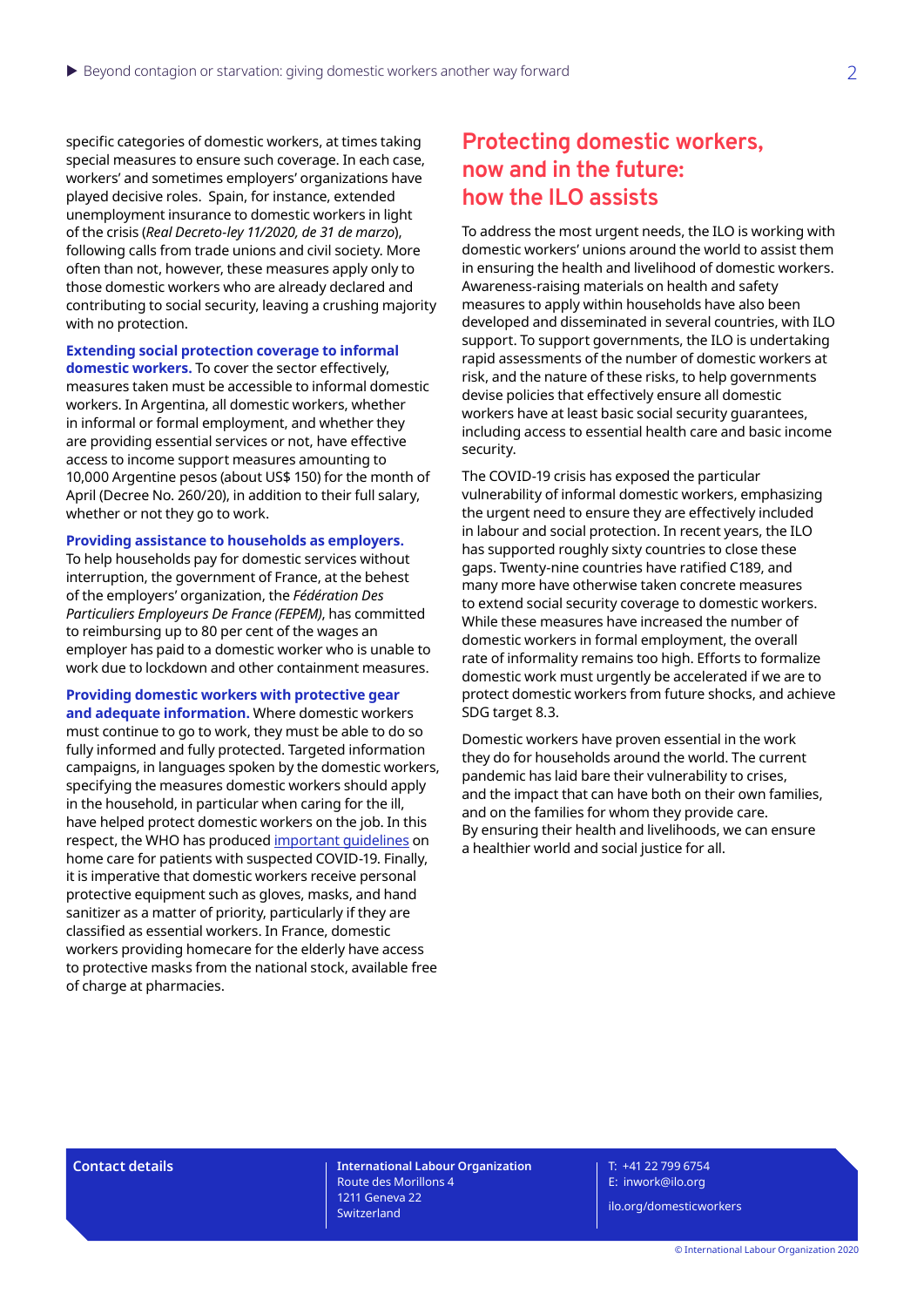specific categories of domestic workers, at times taking special measures to ensure such coverage. In each case, workers' and sometimes employers' organizations have played decisive roles. Spain, for instance, extended unemployment insurance to domestic workers in light of the crisis (*Real Decreto-ley 11/2020, de 31 de marzo*), following calls from trade unions and civil society. More often than not, however, these measures apply only to those domestic workers who are already declared and contributing to social security, leaving a crushing majority with no protection.

**Extending social protection coverage to informal domestic workers.** To cover the sector effectively, measures taken must be accessible to informal domestic workers. In Argentina, all domestic workers, whether in informal or formal employment, and whether they are providing essential services or not, have effective access to income support measures amounting to 10,000 Argentine pesos (about US$ 150) for the month of April (Decree No. 260/20), in addition to their full salary, whether or not they go to work.

**Providing assistance to households as employers.** To help households pay for domestic services without interruption, the government of France, at the behest of the employers' organization, the *Fédération Des Particuliers Employeurs De France (FEPEM)*, has committed to reimbursing up to 80 per cent of the wages an employer has paid to a domestic worker who is unable to work due to lockdown and other containment measures.

**Providing domestic workers with protective gear and adequate information.** Where domestic workers must continue to go to work, they must be able to do so fully informed and fully protected. Targeted information campaigns, in languages spoken by the domestic workers, specifying the measures domestic workers should apply in the household, in particular when caring for the ill, have helped protect domestic workers on the job. In this respect, the WHO has produced important guidelines on home care for patients with suspected COVID-19. Finally, it is imperative that domestic workers receive personal protective equipment such as gloves, masks, and hand sanitizer as a matter of priority, particularly if they are classified as essential workers. In France, domestic workers providing homecare for the elderly have access to protective masks from the national stock, available free of charge at pharmacies.

## Protecting domestic workers, now and in the future: how the ILO assists

To address the most urgent needs, the ILO is working with domestic workers' unions around the world to assist them in ensuring the health and livelihood of domestic workers. Awareness-raising materials on health and safety measures to apply within households have also been developed and disseminated in several countries, with ILO support. To support governments, the ILO is undertaking rapid assessments of the number of domestic workers at risk, and the nature of these risks, to help governments devise policies that effectively ensure all domestic workers have at least basic social security guarantees, including access to essential health care and basic income security.

The COVID-19 crisis has exposed the particular vulnerability of informal domestic workers, emphasizing the urgent need to ensure they are effectively included in labour and social protection. In recent years, the ILO has supported roughly sixty countries to close these gaps. Twenty-nine countries have ratified C189, and many more have otherwise taken concrete measures to extend social security coverage to domestic workers. While these measures have increased the number of domestic workers in formal employment, the overall rate of informality remains too high. Efforts to formalize domestic work must urgently be accelerated if we are to protect domestic workers from future shocks, and achieve SDG target 8.3.

Domestic workers have proven essential in the work they do for households around the world. The current pandemic has laid bare their vulnerability to crises, and the impact that can have both on their own families, and on the families for whom they provide care. By ensuring their health and livelihoods, we can ensure a healthier world and social justice for all.

**Contact details**

**International Labour Organization**
Route des Morillons 4
1211 Geneva 22
Switzerland

T: +41 22 799 6754
E: inwork@ilo.org

ilo.org/domesticworkers

© International Labour Organization 2020